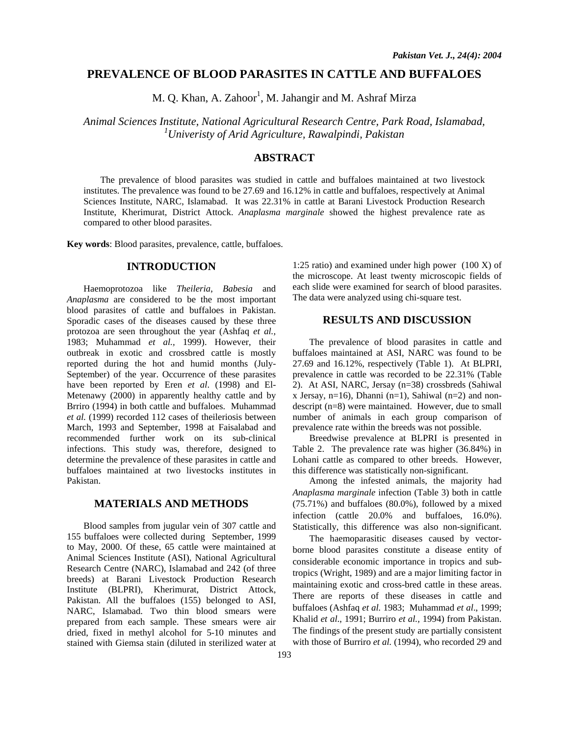# PREVALENCE OF BLOOD PARASITES IN CATTLE AND BUFFALOES

M. Q. Khan, A. Zahoor[1], M. Jahangir and M. Ashraf Mirza

*Animal Sciences Institute, National Agricultural Research Centre, Park Road, Islamabad,*
*[1]Univeristy of Arid Agriculture, Rawalpindi, Pakistan*

## ABSTRACT

The prevalence of blood parasites was studied in cattle and buffaloes maintained at two livestock institutes. The prevalence was found to be 27.69 and 16.12% in cattle and buffaloes, respectively at Animal Sciences Institute, NARC, Islamabad. It was 22.31% in cattle at Barani Livestock Production Research Institute, Kherimurat, District Attock. *Anaplasma marginale* showed the highest prevalence rate as compared to other blood parasites.

**Key words**: Blood parasites, prevalence, cattle, buffaloes.

## INTRODUCTION

Haemoprotozoa like *Theileria*, *Babesia* and *Anaplasma* are considered to be the most important blood parasites of cattle and buffaloes in Pakistan. Sporadic cases of the diseases caused by these three protozoa are seen throughout the year (Ashfaq *et al.*, 1983; Muhammad *et al.*, 1999). However, their outbreak in exotic and crossbred cattle is mostly reported during the hot and humid months (July-September) of the year. Occurrence of these parasites have been reported by Eren *et al*. (1998) and El-Metenawy (2000) in apparently healthy cattle and by Brriro (1994) in both cattle and buffaloes. Muhammad *et al.* (1999) recorded 112 cases of theileriosis between March, 1993 and September, 1998 at Faisalabad and recommended further work on its sub-clinical infections. This study was, therefore, designed to determine the prevalence of these parasites in cattle and buffaloes maintained at two livestocks institutes in Pakistan.

## MATERIALS AND METHODS

Blood samples from jugular vein of 307 cattle and 155 buffaloes were collected during September, 1999 to May, 2000. Of these, 65 cattle were maintained at Animal Sciences Institute (ASI), National Agricultural Research Centre (NARC), Islamabad and 242 (of three breeds) at Barani Livestock Production Research Institute (BLPRI), Kherimurat, District Attock, Pakistan. All the buffaloes (155) belonged to ASI, NARC, Islamabad. Two thin blood smears were prepared from each sample. These smears were air dried, fixed in methyl alcohol for 5-10 minutes and stained with Giemsa stain (diluted in sterilized water at 1:25 ratio) and examined under high power (100 X) of the microscope. At least twenty microscopic fields of each slide were examined for search of blood parasites. The data were analyzed using chi-square test.

## RESULTS AND DISCUSSION

The prevalence of blood parasites in cattle and buffaloes maintained at ASI, NARC was found to be 27.69 and 16.12%, respectively (Table 1). At BLPRI, prevalence in cattle was recorded to be 22.31% (Table 2). At ASI, NARC, Jersay (n=38) crossbreds (Sahiwal x Jersay, n=16), Dhanni (n=1), Sahiwal (n=2) and non-descript (n=8) were maintained. However, due to small number of animals in each group comparison of prevalence rate within the breeds was not possible.

Breedwise prevalence at BLPRI is presented in Table 2. The prevalence rate was higher (36.84%) in Lohani cattle as compared to other breeds. However, this difference was statistically non-significant.

Among the infested animals, the majority had *Anaplasma marginale* infection (Table 3) both in cattle (75.71%) and buffaloes (80.0%), followed by a mixed infection (cattle 20.0% and buffaloes, 16.0%). Statistically, this difference was also non-significant.

The haemoparasitic diseases caused by vector-borne blood parasites constitute a disease entity of considerable economic importance in tropics and sub-tropics (Wright, 1989) and are a major limiting factor in maintaining exotic and cross-bred cattle in these areas. There are reports of these diseases in cattle and buffaloes (Ashfaq *et al.* 1983; Muhammad *et al*., 1999; Khalid *et al*., 1991; Burriro *et al.,* 1994) from Pakistan. The findings of the present study are partially consistent with those of Burriro *et al.* (1994), who recorded 29 and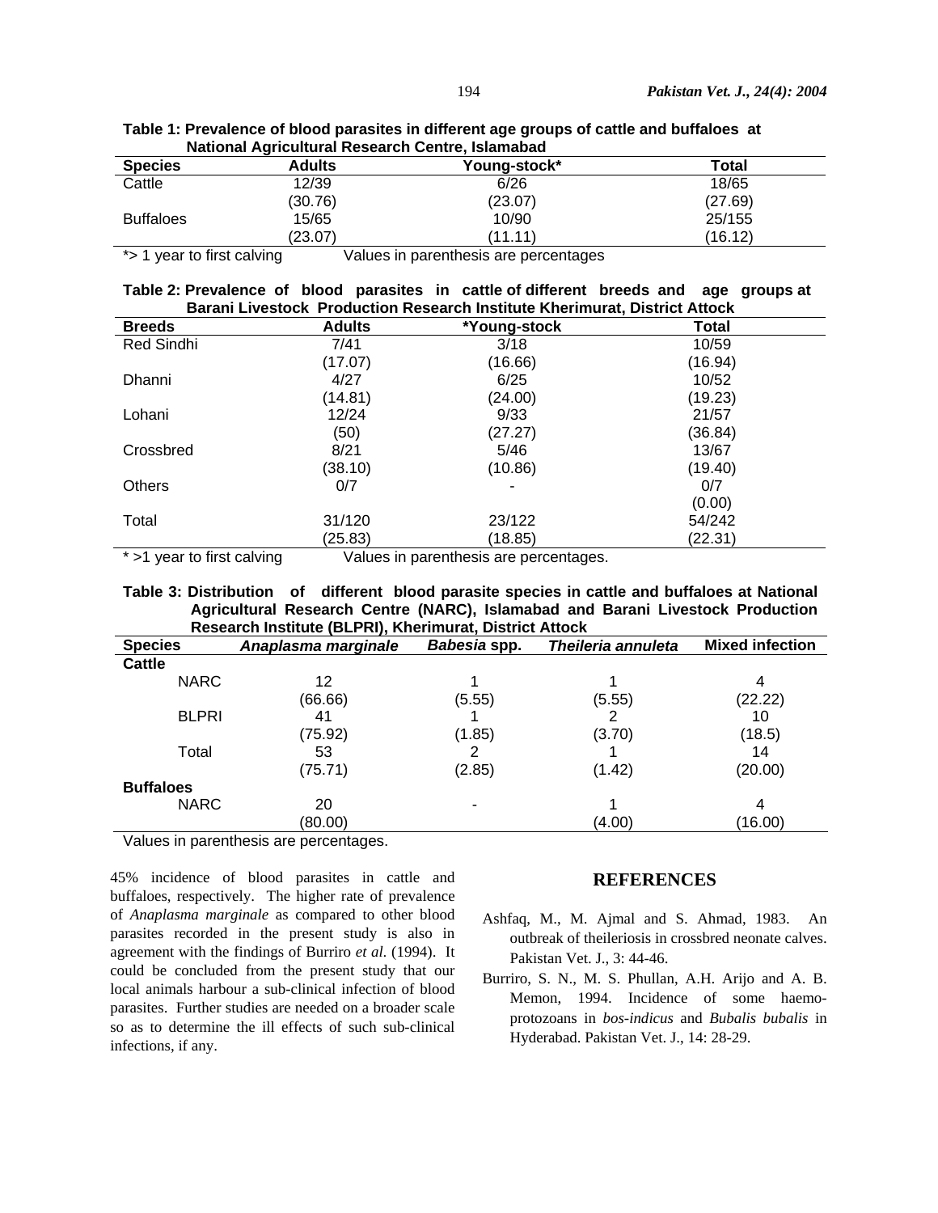**Table 1: Prevalence of blood parasites in different age groups of cattle and buffaloes at National Agricultural Research Centre, Islamabad**

| Species | Adults | Young-stock* | Total |
|---|---|---|---|
| Cattle | 12/39 | 6/26 | 18/65 |
| | (30.76) | (23.07) | (27.69) |
| Buffaloes | 15/65 | 10/90 | 25/155 |
| | (23.07) | (11.11) | (16.12) |

*> 1 year to first calving Values in parenthesis are percentages

**Table 2: Prevalence of blood parasites in cattle of different breeds and age groups at Barani Livestock Production Research Institute Kherimurat, District Attock**

| Breeds | Adults | *Young-stock | Total |
|---|---|---|---|
| Red Sindhi | 7/41 | 3/18 | 10/59 |
| | (17.07) | (16.66) | (16.94) |
| Dhanni | 4/27 | 6/25 | 10/52 |
| | (14.81) | (24.00) | (19.23) |
| Lohani | 12/24 | 9/33 | 21/57 |
| | (50) | (27.27) | (36.84) |
| Crossbred | 8/21 | 5/46 | 13/67 |
| | (38.10) | (10.86) | (19.40) |
| Others | 0/7 | - | 0/7 |
| | | | (0.00) |
| Total | 31/120 | 23/122 | 54/242 |
| | (25.83) | (18.85) | (22.31) |

* >1 year to first calving Values in parenthesis are percentages.

**Table 3: Distribution of different blood parasite species in cattle and buffaloes at National Agricultural Research Centre (NARC), Islamabad and Barani Livestock Production Research Institute (BLPRI), Kherimurat, District Attock**

| Species | *Anaplasma marginale* | *Babesia* spp. | *Theileria annuleta* | Mixed infection |
|---|---|---|---|---|
| **Cattle** | | | | |
| NARC | 12 | 1 | 1 | 4 |
| | (66.66) | (5.55) | (5.55) | (22.22) |
| BLPRI | 41 | 1 | 2 | 10 |
| | (75.92) | (1.85) | (3.70) | (18.5) |
| Total | 53 | 2 | 1 | 14 |
| | (75.71) | (2.85) | (1.42) | (20.00) |
| **Buffaloes** | | | | |
| NARC | 20 | - | 1 | 4 |
| | (80.00) | | (4.00) | (16.00) |

Values in parenthesis are percentages.

45% incidence of blood parasites in cattle and buffaloes, respectively. The higher rate of prevalence of *Anaplasma marginale* as compared to other blood parasites recorded in the present study is also in agreement with the findings of Burriro *et al.* (1994). It could be concluded from the present study that our local animals harbour a sub-clinical infection of blood parasites. Further studies are needed on a broader scale so as to determine the ill effects of such sub-clinical infections, if any.

## REFERENCES

Ashfaq, M., M. Ajmal and S. Ahmad, 1983. An outbreak of theileriosis in crossbred neonate calves. Pakistan Vet. J., 3: 44-46.

Burriro, S. N., M. S. Phullan, A.H. Arijo and A. B. Memon, 1994. Incidence of some haemo-protozoans in *bos-indicus* and *Bubalis bubalis* in Hyderabad. Pakistan Vet. J., 14: 28-29.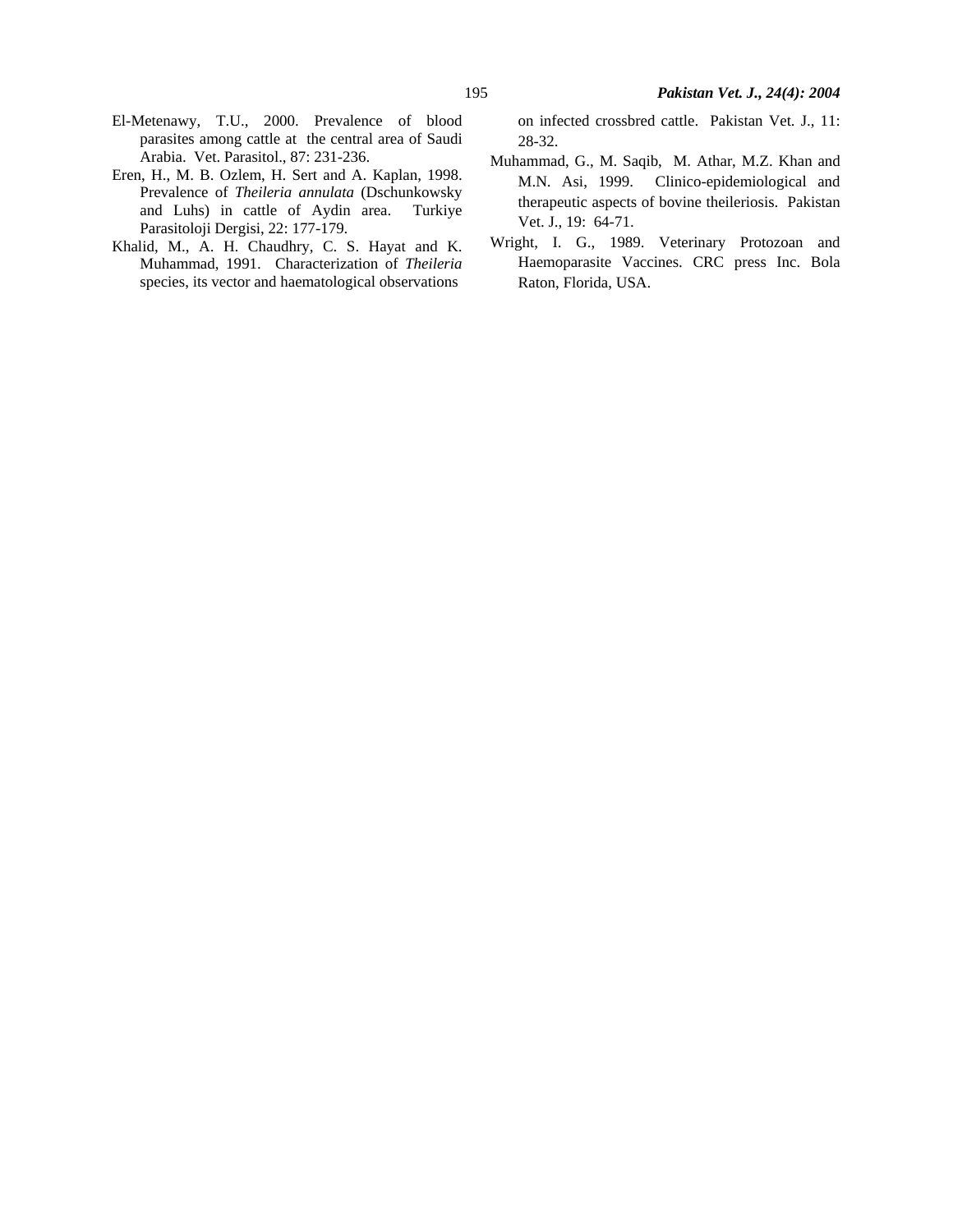El-Metenawy, T.U., 2000. Prevalence of blood parasites among cattle at the central area of Saudi Arabia. Vet. Parasitol., 87: 231-236.

Eren, H., M. B. Ozlem, H. Sert and A. Kaplan, 1998. Prevalence of *Theileria annulata* (Dschunkowsky and Luhs) in cattle of Aydin area. Turkiye Parasitoloji Dergisi, 22: 177-179.

Khalid, M., A. H. Chaudhry, C. S. Hayat and K. Muhammad, 1991. Characterization of *Theileria* species, its vector and haematological observations on infected crossbred cattle. Pakistan Vet. J., 11: 28-32.

Muhammad, G., M. Saqib, M. Athar, M.Z. Khan and M.N. Asi, 1999. Clinico-epidemiological and therapeutic aspects of bovine theileriosis. Pakistan Vet. J., 19: 64-71.

Wright, I. G., 1989. Veterinary Protozoan and Haemoparasite Vaccines. CRC press Inc. Bola Raton, Florida, USA.